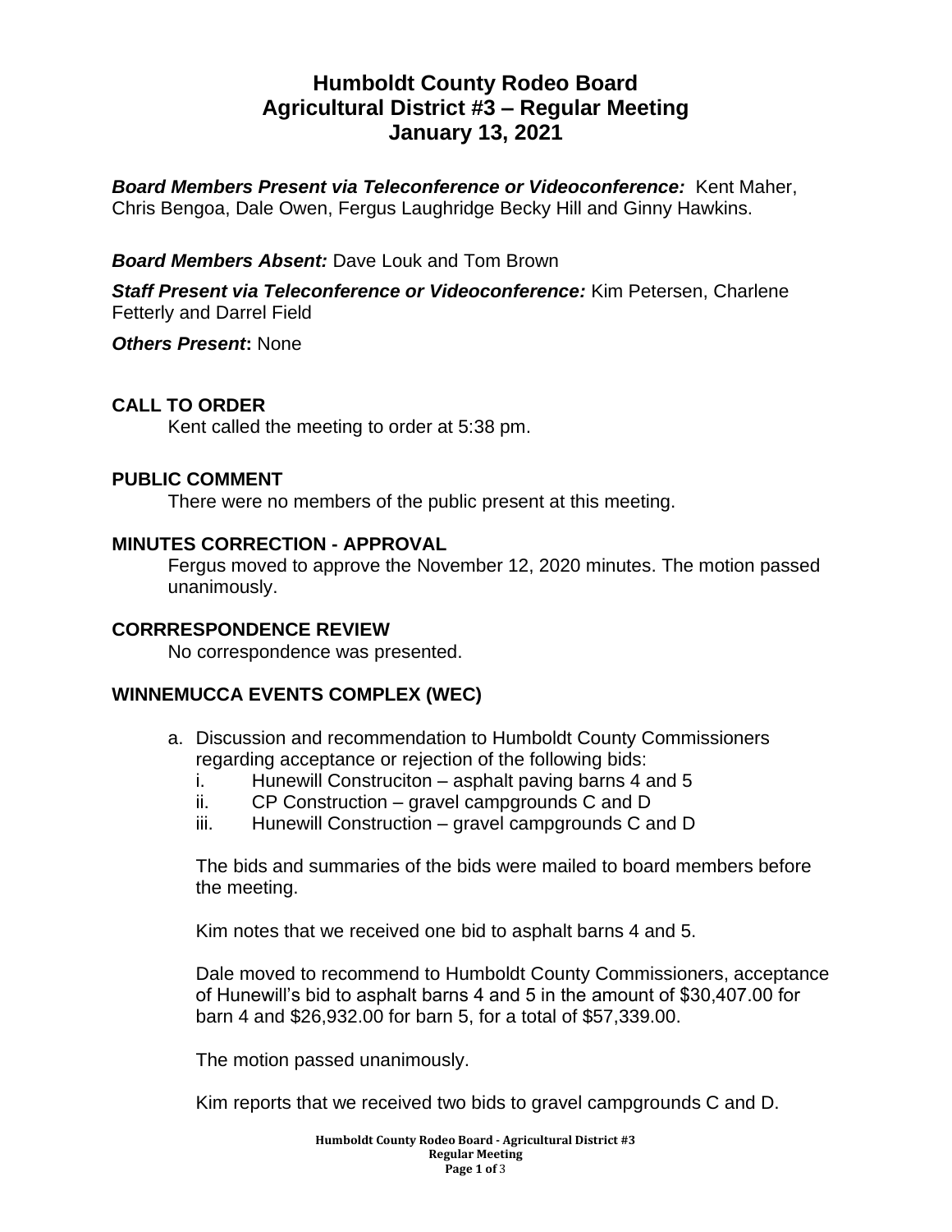# Humboldt County Rodeo Board
# Agricultural District #3 – Regular Meeting
# January 13, 2021

***Board Members Present via Teleconference or Videoconference:*** Kent Maher, Chris Bengoa, Dale Owen, Fergus Laughridge Becky Hill and Ginny Hawkins.

***Board Members Absent:*** Dave Louk and Tom Brown

***Staff Present via Teleconference or Videoconference:*** Kim Petersen, Charlene Fetterly and Darrel Field

***Others Present*:** None

## CALL TO ORDER

Kent called the meeting to order at 5:38 pm.

## PUBLIC COMMENT

There were no members of the public present at this meeting.

## MINUTES CORRECTION - APPROVAL

Fergus moved to approve the November 12, 2020 minutes. The motion passed unanimously.

## CORRRESPONDENCE REVIEW

No correspondence was presented.

## WINNEMUCCA EVENTS COMPLEX (WEC)

a. Discussion and recommendation to Humboldt County Commissioners regarding acceptance or rejection of the following bids:
   i. Hunewill Construciton – asphalt paving barns 4 and 5
   ii. CP Construction – gravel campgrounds C and D
   iii. Hunewill Construction – gravel campgrounds C and D

   The bids and summaries of the bids were mailed to board members before the meeting.

   Kim notes that we received one bid to asphalt barns 4 and 5.

   Dale moved to recommend to Humboldt County Commissioners, acceptance of Hunewill's bid to asphalt barns 4 and 5 in the amount of $30,407.00 for barn 4 and $26,932.00 for barn 5, for a total of $57,339.00.

   The motion passed unanimously.

   Kim reports that we received two bids to gravel campgrounds C and D.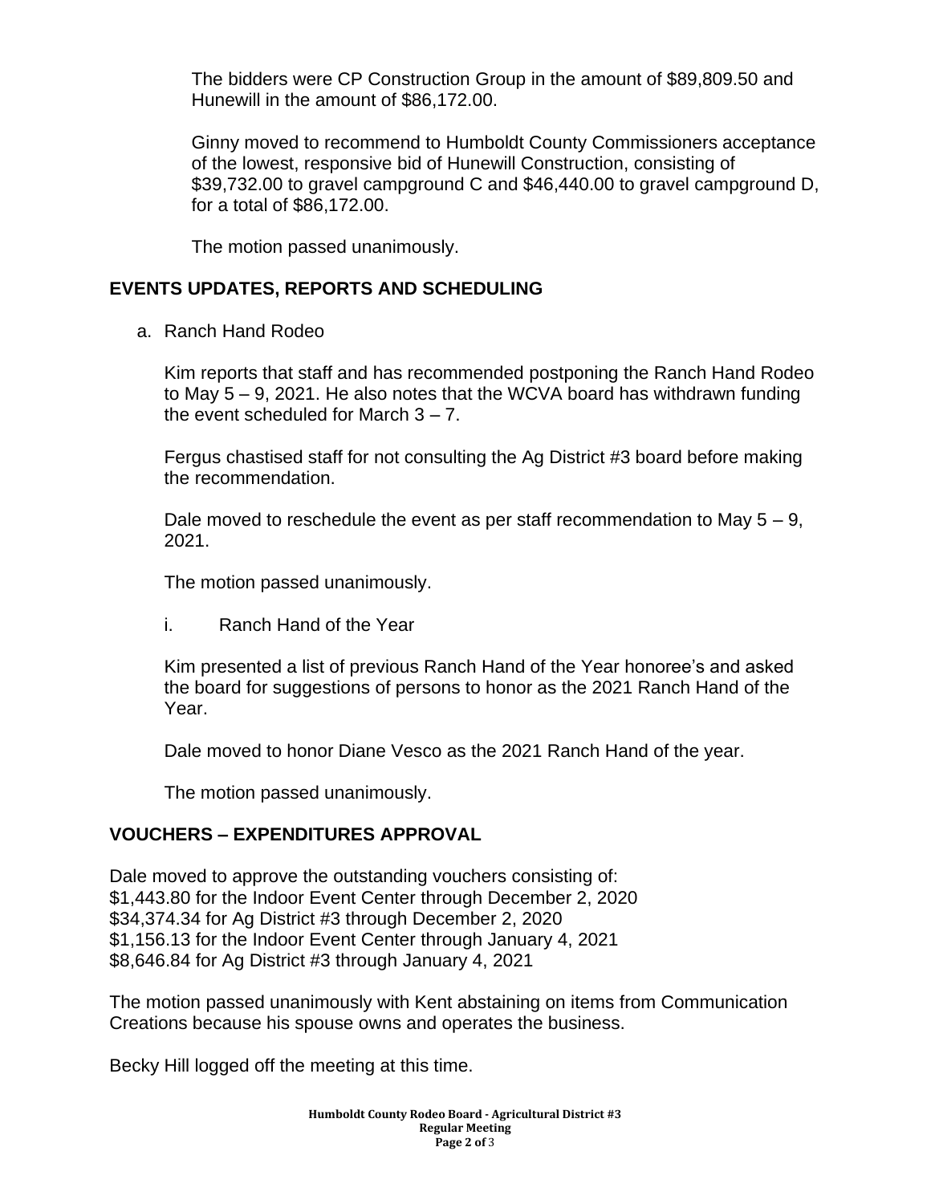The bidders were CP Construction Group in the amount of \$89,809.50 and Hunewill in the amount of \$86,172.00.

Ginny moved to recommend to Humboldt County Commissioners acceptance of the lowest, responsive bid of Hunewill Construction, consisting of \$39,732.00 to gravel campground C and \$46,440.00 to gravel campground D, for a total of \$86,172.00.

The motion passed unanimously.

## EVENTS UPDATES, REPORTS AND SCHEDULING

a. Ranch Hand Rodeo

Kim reports that staff and has recommended postponing the Ranch Hand Rodeo to May 5 – 9, 2021. He also notes that the WCVA board has withdrawn funding the event scheduled for March 3 – 7.

Fergus chastised staff for not consulting the Ag District #3 board before making the recommendation.

Dale moved to reschedule the event as per staff recommendation to May 5 – 9, 2021.

The motion passed unanimously.

i. Ranch Hand of the Year

Kim presented a list of previous Ranch Hand of the Year honoree's and asked the board for suggestions of persons to honor as the 2021 Ranch Hand of the Year.

Dale moved to honor Diane Vesco as the 2021 Ranch Hand of the year.

The motion passed unanimously.

## VOUCHERS – EXPENDITURES APPROVAL

Dale moved to approve the outstanding vouchers consisting of:
\$1,443.80 for the Indoor Event Center through December 2, 2020
\$34,374.34 for Ag District #3 through December 2, 2020
\$1,156.13 for the Indoor Event Center through January 4, 2021
\$8,646.84 for Ag District #3 through January 4, 2021

The motion passed unanimously with Kent abstaining on items from Communication Creations because his spouse owns and operates the business.

Becky Hill logged off the meeting at this time.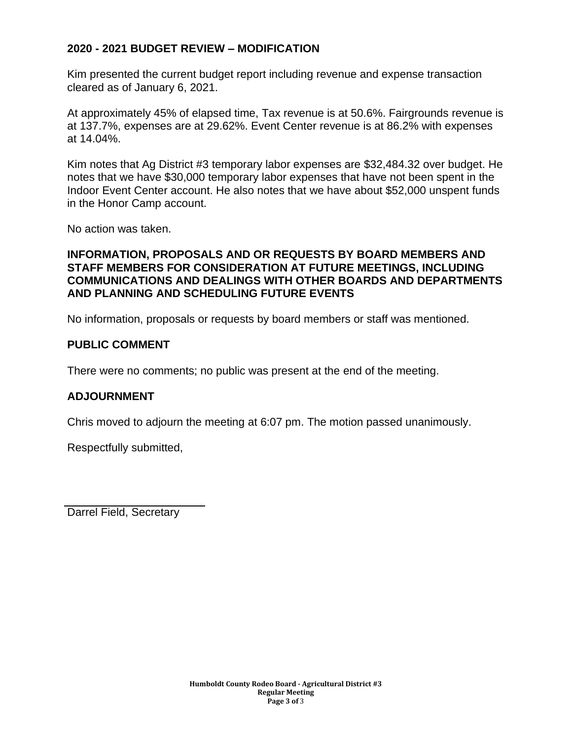## 2020 - 2021 BUDGET REVIEW – MODIFICATION

Kim presented the current budget report including revenue and expense transaction cleared as of January 6, 2021.

At approximately 45% of elapsed time, Tax revenue is at 50.6%. Fairgrounds revenue is at 137.7%, expenses are at 29.62%. Event Center revenue is at 86.2% with expenses at 14.04%.

Kim notes that Ag District #3 temporary labor expenses are $32,484.32 over budget. He notes that we have $30,000 temporary labor expenses that have not been spent in the Indoor Event Center account. He also notes that we have about $52,000 unspent funds in the Honor Camp account.

No action was taken.

## INFORMATION, PROPOSALS AND OR REQUESTS BY BOARD MEMBERS AND STAFF MEMBERS FOR CONSIDERATION AT FUTURE MEETINGS, INCLUDING COMMUNICATIONS AND DEALINGS WITH OTHER BOARDS AND DEPARTMENTS AND PLANNING AND SCHEDULING FUTURE EVENTS

No information, proposals or requests by board members or staff was mentioned.

## PUBLIC COMMENT

There were no comments; no public was present at the end of the meeting.

## ADJOURNMENT

Chris moved to adjourn the meeting at 6:07 pm. The motion passed unanimously.

Respectfully submitted,

Darrel Field, Secretary